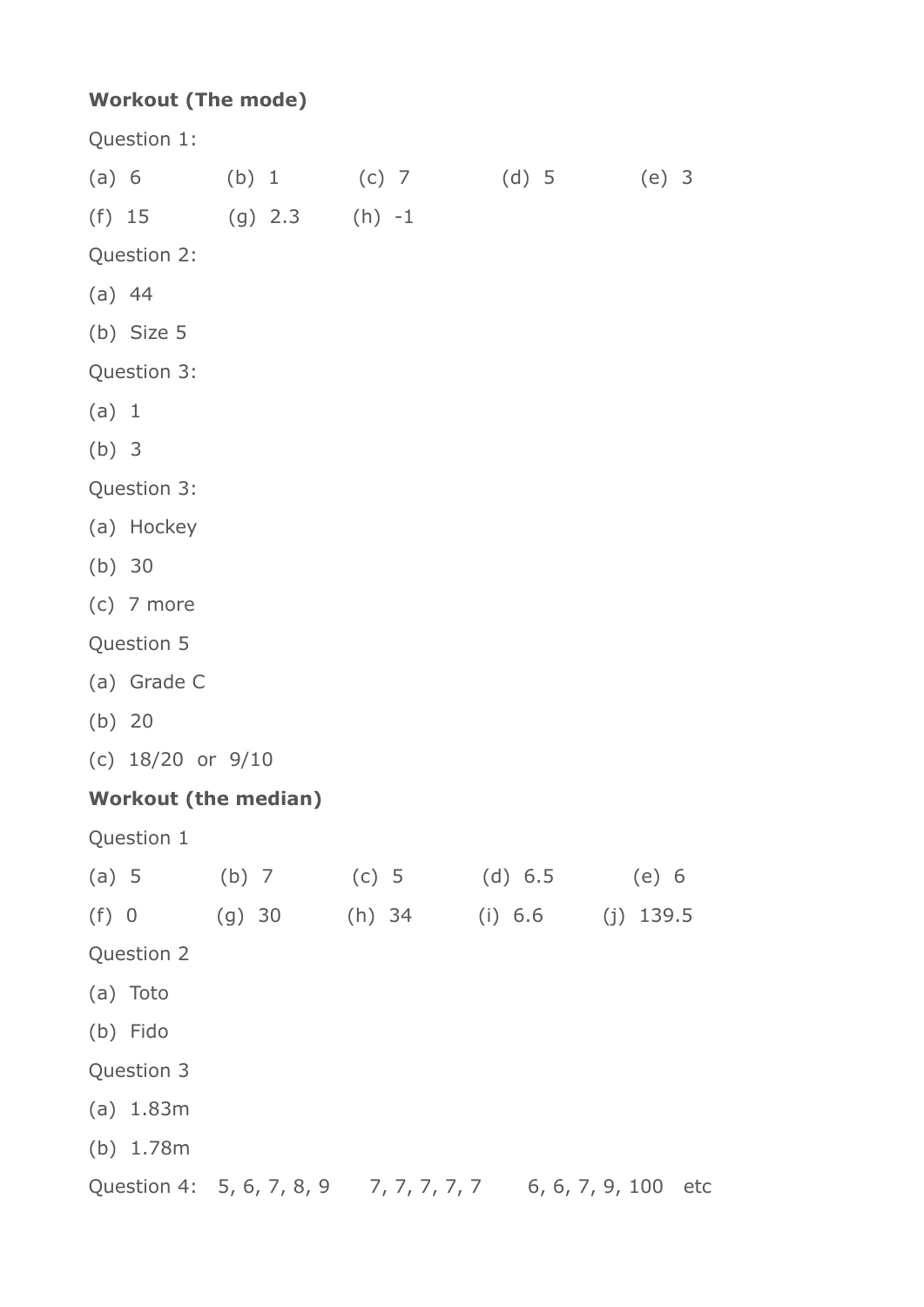**Workout (The mode)**

Question 1:

(a) 6 (b) 1 (c) 7 (d) 5 (e) 3

(f) 15 (g) 2.3 (h) -1

Question 2:

(a) 44

(b) Size 5

Question 3:

(a) 1

(b) 3

Question 3:

(a) Hockey

(b) 30

(c) 7 more

Question 5

(a) Grade C

(b) 20

(c) 18/20 or 9/10

**Workout (the median)**

Question 1

(a) 5 (b) 7 (c) 5 (d) 6.5 (e) 6

(f) 0 (g) 30 (h) 34 (i) 6.6 (j) 139.5

Question 2

(a) Toto

(b) Fido

Question 3

(a) 1.83m

(b) 1.78m

Question 4: 5, 6, 7, 8, 9 7, 7, 7, 7, 7 6, 6, 7, 9, 100 etc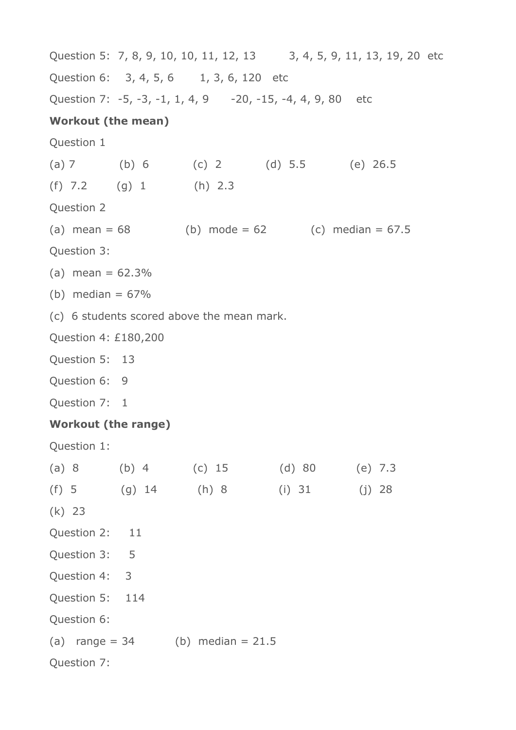Question 5: 7, 8, 9, 10, 10, 11, 12, 13     3, 4, 5, 9, 11, 13, 19, 20 etc

Question 6: 3, 4, 5, 6     1, 3, 6, 120 etc

Question 7: -5, -3, -1, 1, 4, 9     -20, -15, -4, 4, 9, 80 etc

**Workout (the mean)**

Question 1

(a) 7     (b) 6     (c) 2     (d) 5.5     (e) 26.5

(f) 7.2     (g) 1     (h) 2.3

Question 2

(a) mean = 68     (b) mode = 62     (c) median = 67.5

Question 3:

(a) mean = 62.3%

(b) median = 67%

(c) 6 students scored above the mean mark.

Question 4: £180,200

Question 5: 13

Question 6: 9

Question 7: 1

**Workout (the range)**

Question 1:

(a) 8     (b) 4     (c) 15     (d) 80     (e) 7.3

(f) 5     (g) 14     (h) 8     (i) 31     (j) 28

(k) 23

Question 2: 11

Question 3: 5

Question 4: 3

Question 5: 114

Question 6:

(a) range = 34     (b) median = 21.5

Question 7: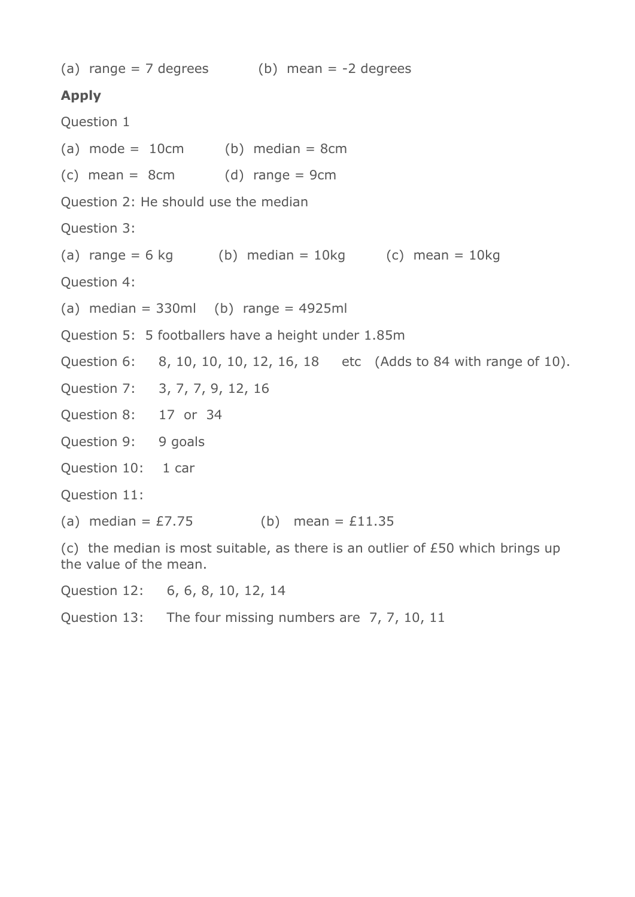(a) range = 7 degrees (b) mean = -2 degrees

**Apply**

Question 1

(a) mode = 10cm (b) median = 8cm

(c) mean = 8cm (d) range = 9cm

Question 2: He should use the median

Question 3:

(a) range = 6 kg (b) median = 10kg (c) mean = 10kg

Question 4:

(a) median = 330ml (b) range = 4925ml

Question 5: 5 footballers have a height under 1.85m

Question 6: 8, 10, 10, 10, 12, 16, 18 etc (Adds to 84 with range of 10).

Question 7: 3, 7, 7, 9, 12, 16

Question 8: 17 or 34

Question 9: 9 goals

Question 10: 1 car

Question 11:

(a) median = £7.75 (b) mean = £11.35

(c) the median is most suitable, as there is an outlier of £50 which brings up the value of the mean.

Question 12: 6, 6, 8, 10, 12, 14

Question 13: The four missing numbers are 7, 7, 10, 11